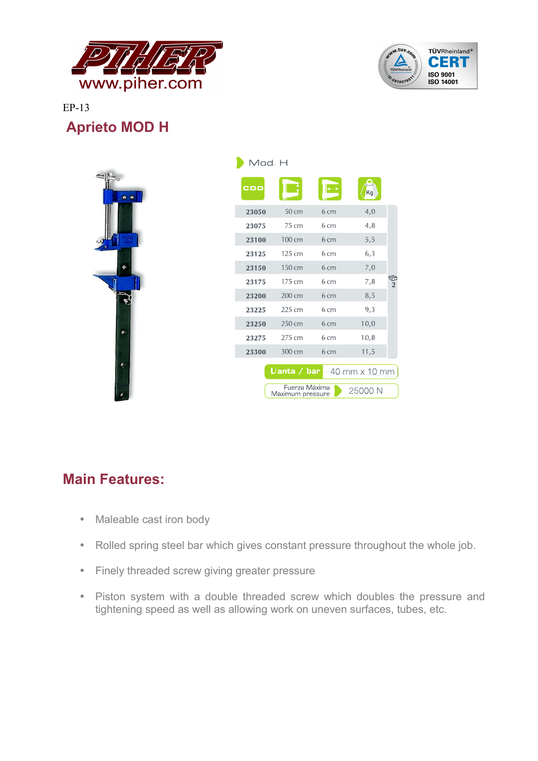EP-13

# Aprieto MOD H

Mod. H

| COD | | | Kg | |
|---|---|---|---|---|
| 23050 | 50 cm | 6 cm | 4,0 | |
| 23075 | 75 cm | 6 cm | 4,8 | |
| 23100 | 100 cm | 6 cm | 5,5 | |
| 23125 | 125 cm | 6 cm | 6,3 | |
| 23150 | 150 cm | 6 cm | 7,0 | |
| 23175 | 175 cm | 6 cm | 7,8 | 2 |
| 23200 | 200 cm | 6 cm | 8,5 | |
| 23225 | 225 cm | 6 cm | 9,3 | |
| 23250 | 250 cm | 6 cm | 10,0 | |
| 23275 | 275 cm | 6 cm | 10,8 | |
| 23300 | 300 cm | 6 cm | 11,5 | |

Llanta / bar: 40 mm x 10 mm

Fuerza Máxima / Maximum pressure: 25000 N

## Main Features:

- Maleable cast iron body
- Rolled spring steel bar which gives constant pressure throughout the whole job.
- Finely threaded screw giving greater pressure
- Piston system with a double threaded screw which doubles the pressure and tightening speed as well as allowing work on uneven surfaces, tubes, etc.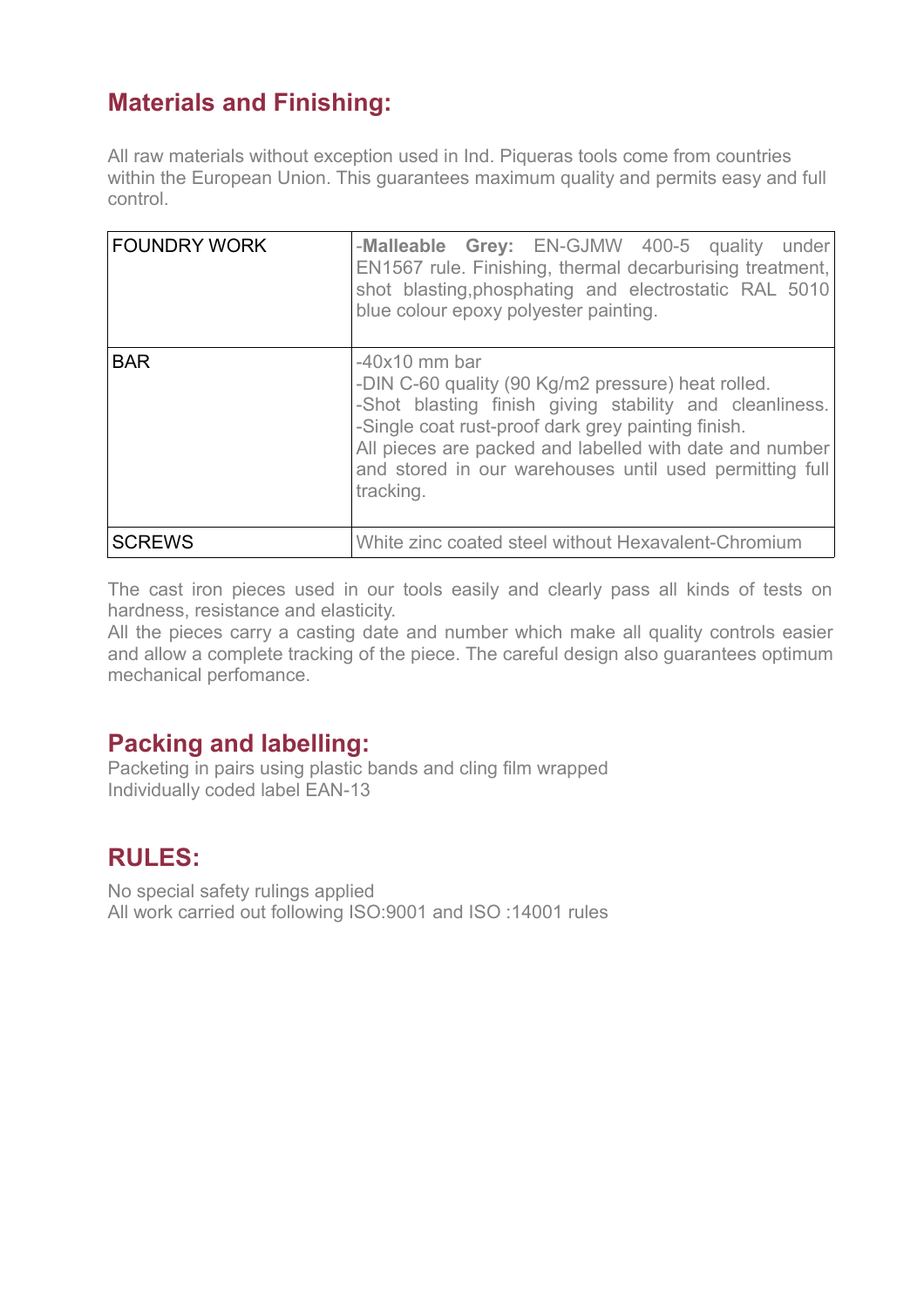## Materials and Finishing:

All raw materials without exception used in Ind. Piqueras tools come from countries within the European Union. This guarantees maximum quality and permits easy and full control.

| | |
|---|---|
| FOUNDRY WORK | -**Malleable Grey:** EN-GJMW 400-5 quality under EN1567 rule. Finishing, thermal decarburising treatment, shot blasting,phosphating and electrostatic RAL 5010 blue colour epoxy polyester painting. |
| BAR | -40x10 mm bar<br>-DIN C-60 quality (90 Kg/m2 pressure) heat rolled.<br>-Shot blasting finish giving stability and cleanliness.<br>-Single coat rust-proof dark grey painting finish.<br>All pieces are packed and labelled with date and number and stored in our warehouses until used permitting full tracking. |
| SCREWS | White zinc coated steel without Hexavalent-Chromium |

The cast iron pieces used in our tools easily and clearly pass all kinds of tests on hardness, resistance and elasticity.
All the pieces carry a casting date and number which make all quality controls easier and allow a complete tracking of the piece. The careful design also guarantees optimum mechanical perfomance.

## Packing and labelling:

Packeting in pairs using plastic bands and cling film wrapped
Individually coded label EAN-13

## RULES:

No special safety rulings applied
All work carried out following ISO:9001 and ISO :14001 rules